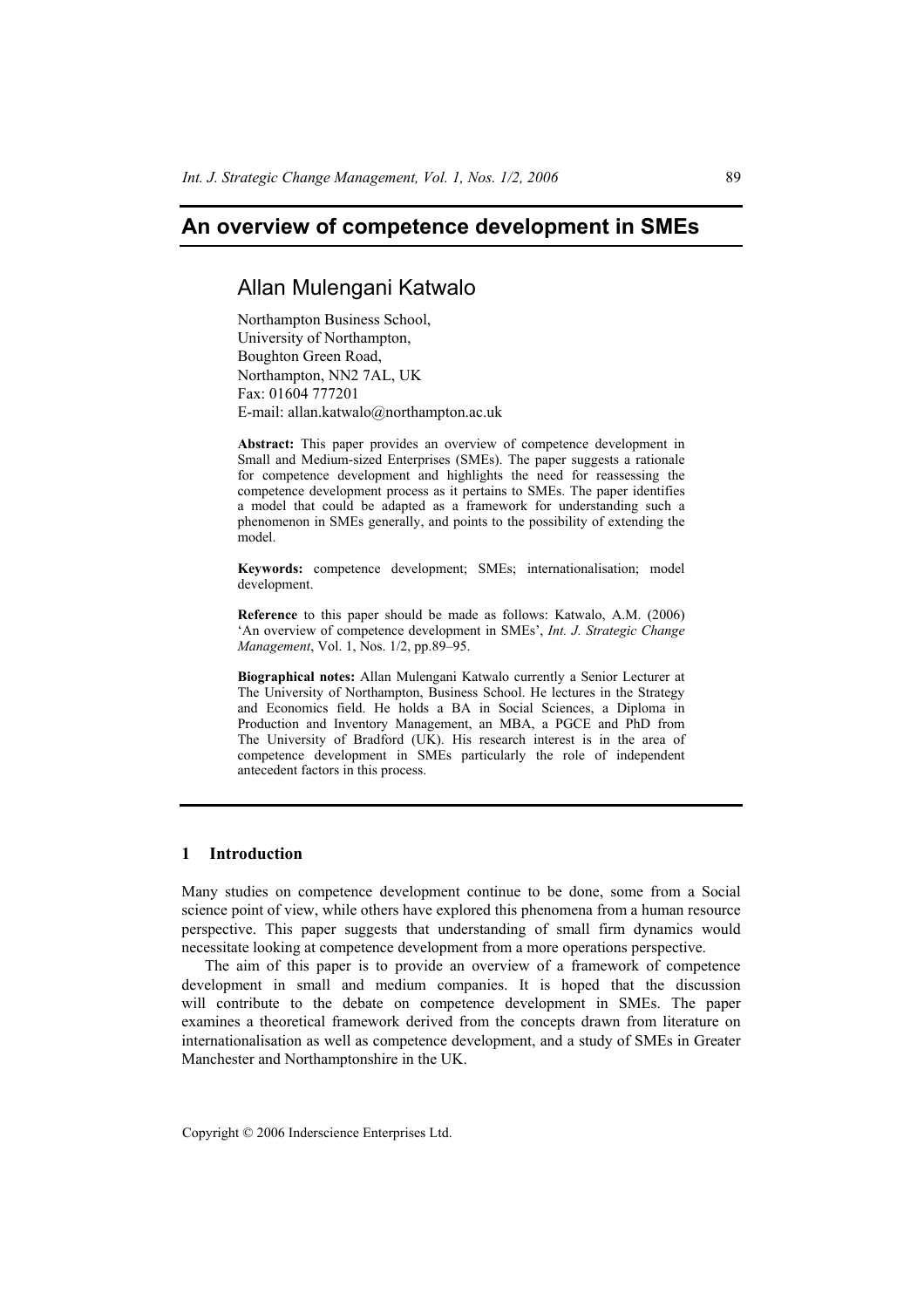# An overview of competence development in SMEs

## Allan Mulengani Katwalo

Northampton Business School,
University of Northampton,
Boughton Green Road,
Northampton, NN2 7AL, UK
Fax: 01604 777201
E-mail: allan.katwalo@northampton.ac.uk

**Abstract:** This paper provides an overview of competence development in Small and Medium-sized Enterprises (SMEs). The paper suggests a rationale for competence development and highlights the need for reassessing the competence development process as it pertains to SMEs. The paper identifies a model that could be adapted as a framework for understanding such a phenomenon in SMEs generally, and points to the possibility of extending the model.

**Keywords:** competence development; SMEs; internationalisation; model development.

**Reference** to this paper should be made as follows: Katwalo, A.M. (2006) 'An overview of competence development in SMEs', *Int. J. Strategic Change Management*, Vol. 1, Nos. 1/2, pp.89–95.

**Biographical notes:** Allan Mulengani Katwalo currently a Senior Lecturer at The University of Northampton, Business School. He lectures in the Strategy and Economics field. He holds a BA in Social Sciences, a Diploma in Production and Inventory Management, an MBA, a PGCE and PhD from The University of Bradford (UK). His research interest is in the area of competence development in SMEs particularly the role of independent antecedent factors in this process.

## 1 Introduction

Many studies on competence development continue to be done, some from a Social science point of view, while others have explored this phenomena from a human resource perspective. This paper suggests that understanding of small firm dynamics would necessitate looking at competence development from a more operations perspective.

The aim of this paper is to provide an overview of a framework of competence development in small and medium companies. It is hoped that the discussion will contribute to the debate on competence development in SMEs. The paper examines a theoretical framework derived from the concepts drawn from literature on internationalisation as well as competence development, and a study of SMEs in Greater Manchester and Northamptonshire in the UK.

Copyright © 2006 Inderscience Enterprises Ltd.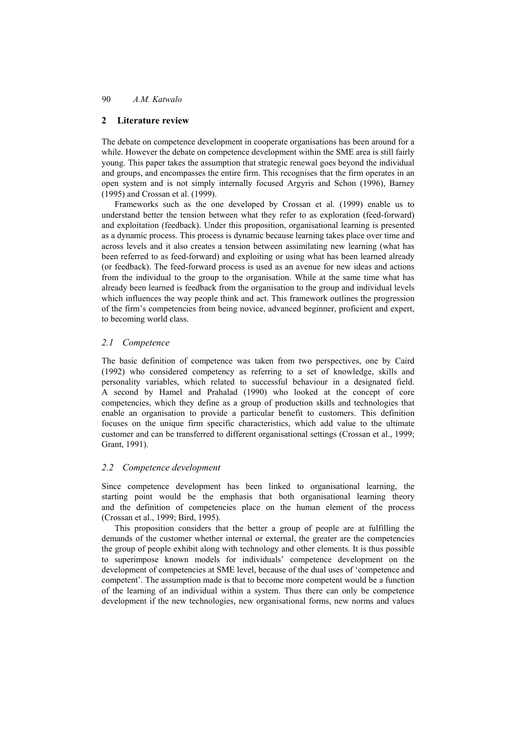## 2 Literature review

The debate on competence development in cooperate organisations has been around for a while. However the debate on competence development within the SME area is still fairly young. This paper takes the assumption that strategic renewal goes beyond the individual and groups, and encompasses the entire firm. This recognises that the firm operates in an open system and is not simply internally focused Argyris and Schon (1996), Barney (1995) and Crossan et al. (1999).

Frameworks such as the one developed by Crossan et al. (1999) enable us to understand better the tension between what they refer to as exploration (feed-forward) and exploitation (feedback). Under this proposition, organisational learning is presented as a dynamic process. This process is dynamic because learning takes place over time and across levels and it also creates a tension between assimilating new learning (what has been referred to as feed-forward) and exploiting or using what has been learned already (or feedback). The feed-forward process is used as an avenue for new ideas and actions from the individual to the group to the organisation. While at the same time what has already been learned is feedback from the organisation to the group and individual levels which influences the way people think and act. This framework outlines the progression of the firm's competencies from being novice, advanced beginner, proficient and expert, to becoming world class.

### *2.1 Competence*

The basic definition of competence was taken from two perspectives, one by Caird (1992) who considered competency as referring to a set of knowledge, skills and personality variables, which related to successful behaviour in a designated field. A second by Hamel and Prahalad (1990) who looked at the concept of core competencies, which they define as a group of production skills and technologies that enable an organisation to provide a particular benefit to customers. This definition focuses on the unique firm specific characteristics, which add value to the ultimate customer and can be transferred to different organisational settings (Crossan et al., 1999; Grant, 1991).

### *2.2 Competence development*

Since competence development has been linked to organisational learning, the starting point would be the emphasis that both organisational learning theory and the definition of competencies place on the human element of the process (Crossan et al., 1999; Bird, 1995).

This proposition considers that the better a group of people are at fulfilling the demands of the customer whether internal or external, the greater are the competencies the group of people exhibit along with technology and other elements. It is thus possible to superimpose known models for individuals' competence development on the development of competencies at SME level, because of the dual uses of 'competence and competent'. The assumption made is that to become more competent would be a function of the learning of an individual within a system. Thus there can only be competence development if the new technologies, new organisational forms, new norms and values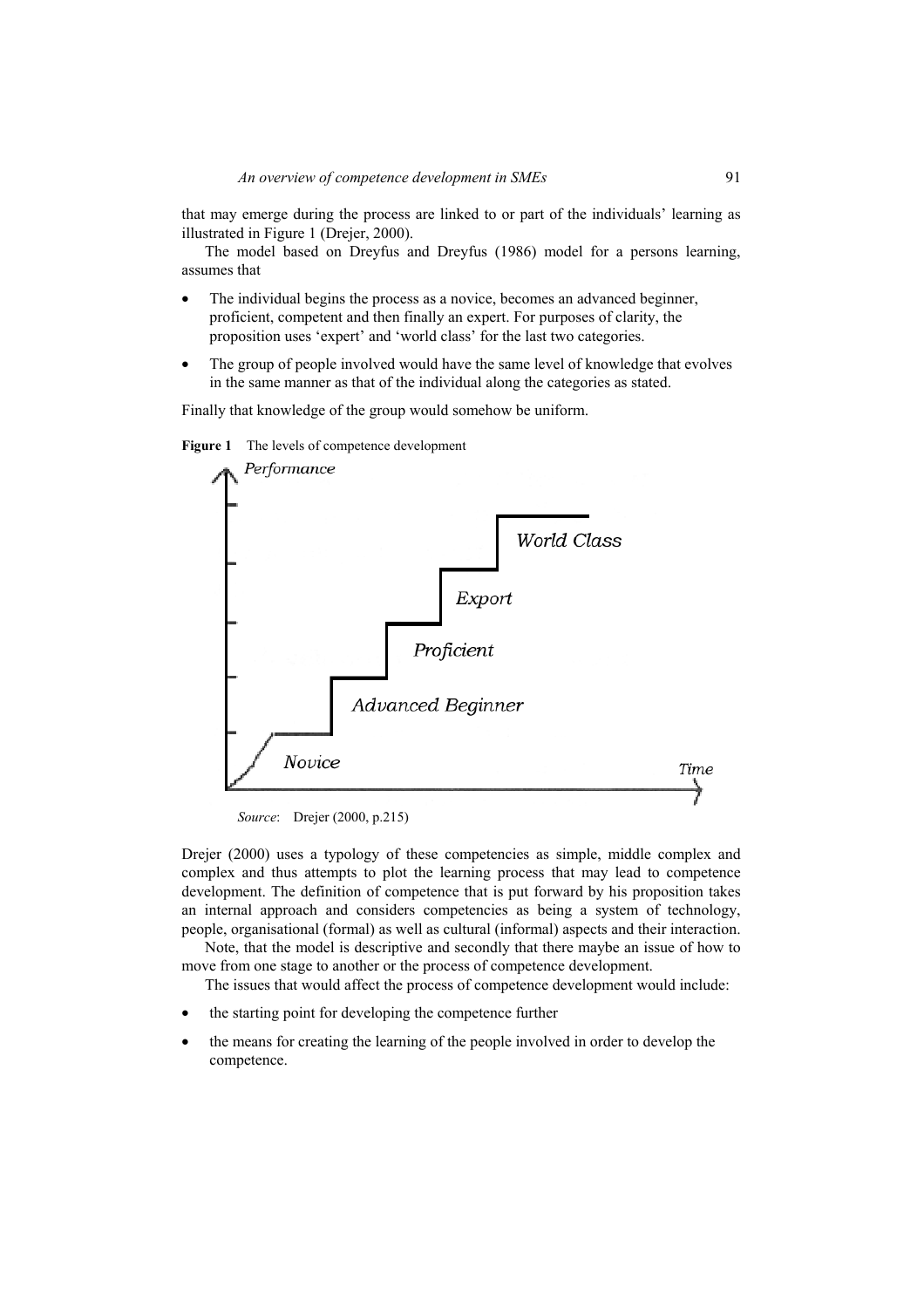that may emerge during the process are linked to or part of the individuals' learning as illustrated in Figure 1 (Drejer, 2000).

The model based on Dreyfus and Dreyfus (1986) model for a persons learning, assumes that

- The individual begins the process as a novice, becomes an advanced beginner, proficient, competent and then finally an expert. For purposes of clarity, the proposition uses 'expert' and 'world class' for the last two categories.
- The group of people involved would have the same level of knowledge that evolves in the same manner as that of the individual along the categories as stated.

Finally that knowledge of the group would somehow be uniform.

**Figure 1** The levels of competence development

*Source*: Drejer (2000, p.215)

Drejer (2000) uses a typology of these competencies as simple, middle complex and complex and thus attempts to plot the learning process that may lead to competence development. The definition of competence that is put forward by his proposition takes an internal approach and considers competencies as being a system of technology, people, organisational (formal) as well as cultural (informal) aspects and their interaction.

Note, that the model is descriptive and secondly that there maybe an issue of how to move from one stage to another or the process of competence development.

The issues that would affect the process of competence development would include:

- the starting point for developing the competence further
- the means for creating the learning of the people involved in order to develop the competence.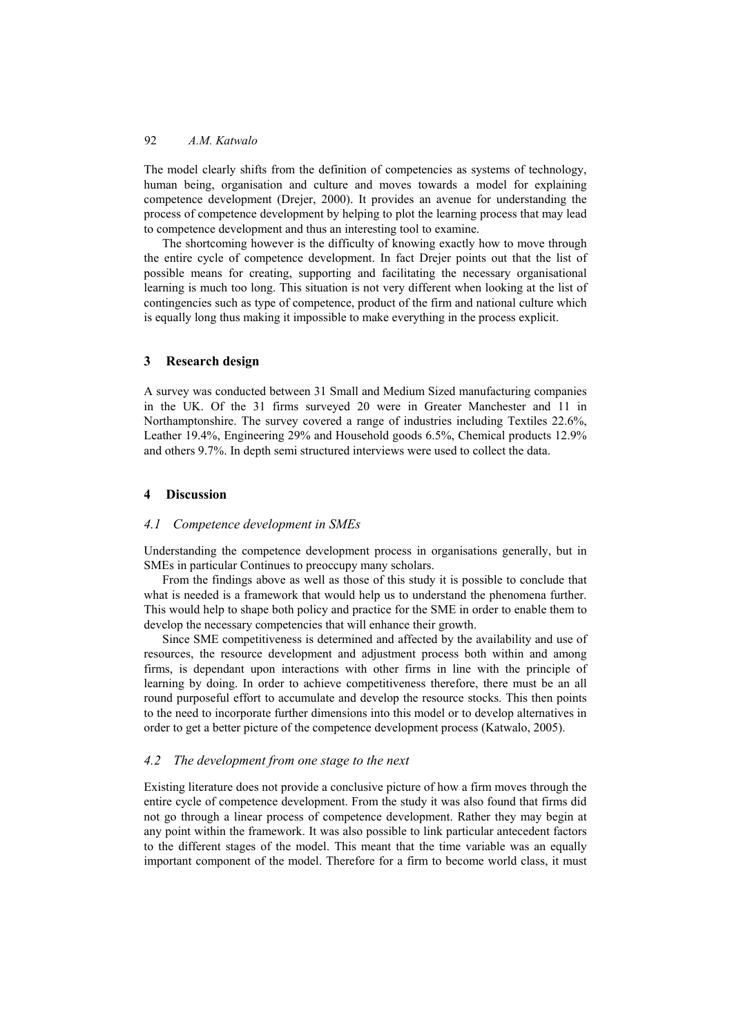The model clearly shifts from the definition of competencies as systems of technology, human being, organisation and culture and moves towards a model for explaining competence development (Drejer, 2000). It provides an avenue for understanding the process of competence development by helping to plot the learning process that may lead to competence development and thus an interesting tool to examine.

The shortcoming however is the difficulty of knowing exactly how to move through the entire cycle of competence development. In fact Drejer points out that the list of possible means for creating, supporting and facilitating the necessary organisational learning is much too long. This situation is not very different when looking at the list of contingencies such as type of competence, product of the firm and national culture which is equally long thus making it impossible to make everything in the process explicit.

## 3 Research design

A survey was conducted between 31 Small and Medium Sized manufacturing companies in the UK. Of the 31 firms surveyed 20 were in Greater Manchester and 11 in Northamptonshire. The survey covered a range of industries including Textiles 22.6%, Leather 19.4%, Engineering 29% and Household goods 6.5%, Chemical products 12.9% and others 9.7%. In depth semi structured interviews were used to collect the data.

## 4 Discussion

### *4.1 Competence development in SMEs*

Understanding the competence development process in organisations generally, but in SMEs in particular Continues to preoccupy many scholars.

From the findings above as well as those of this study it is possible to conclude that what is needed is a framework that would help us to understand the phenomena further. This would help to shape both policy and practice for the SME in order to enable them to develop the necessary competencies that will enhance their growth.

Since SME competitiveness is determined and affected by the availability and use of resources, the resource development and adjustment process both within and among firms, is dependant upon interactions with other firms in line with the principle of learning by doing. In order to achieve competitiveness therefore, there must be an all round purposeful effort to accumulate and develop the resource stocks. This then points to the need to incorporate further dimensions into this model or to develop alternatives in order to get a better picture of the competence development process (Katwalo, 2005).

### *4.2 The development from one stage to the next*

Existing literature does not provide a conclusive picture of how a firm moves through the entire cycle of competence development. From the study it was also found that firms did not go through a linear process of competence development. Rather they may begin at any point within the framework. It was also possible to link particular antecedent factors to the different stages of the model. This meant that the time variable was an equally important component of the model. Therefore for a firm to become world class, it must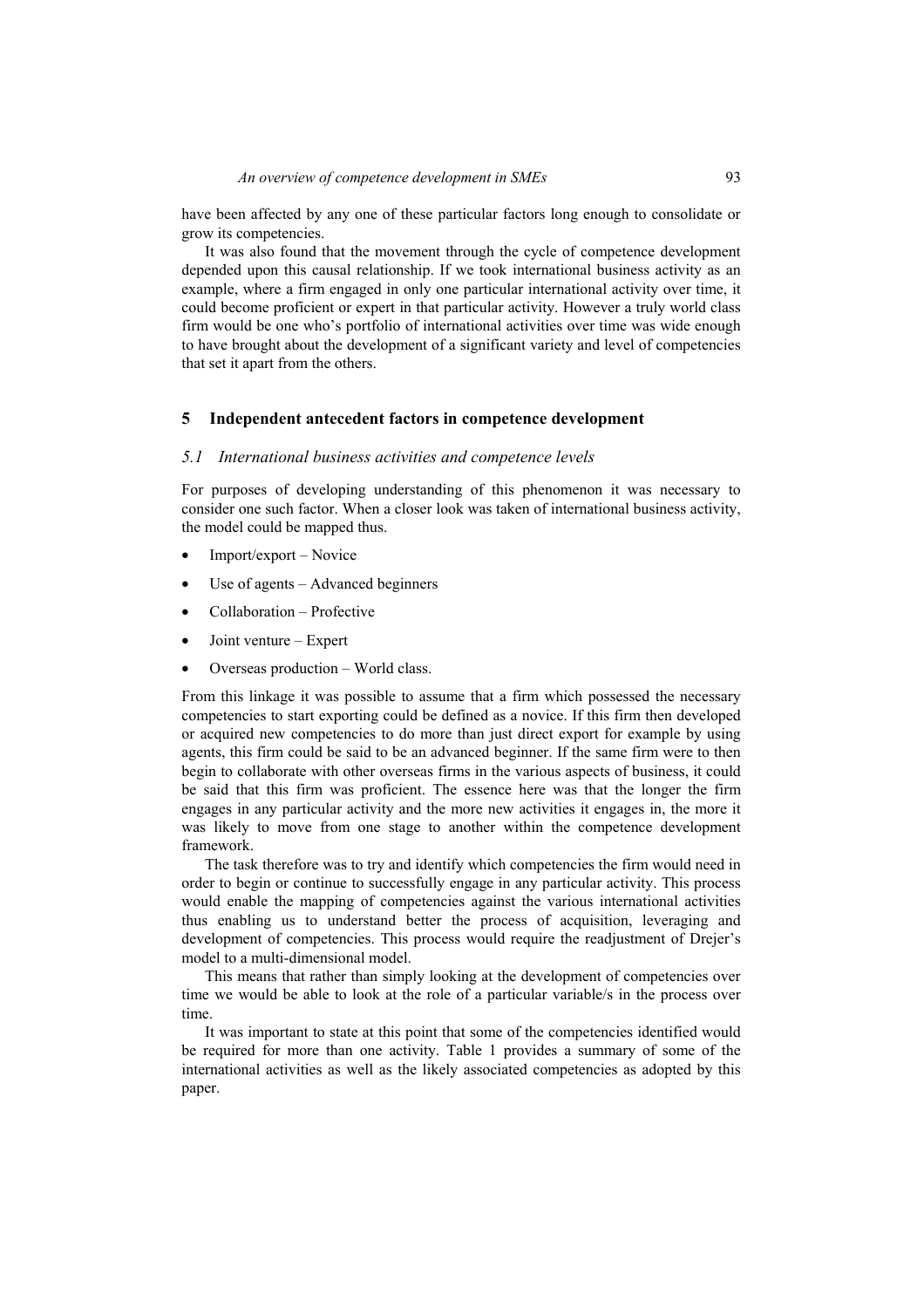have been affected by any one of these particular factors long enough to consolidate or grow its competencies.

It was also found that the movement through the cycle of competence development depended upon this causal relationship. If we took international business activity as an example, where a firm engaged in only one particular international activity over time, it could become proficient or expert in that particular activity. However a truly world class firm would be one who's portfolio of international activities over time was wide enough to have brought about the development of a significant variety and level of competencies that set it apart from the others.

## 5 Independent antecedent factors in competence development

### *5.1 International business activities and competence levels*

For purposes of developing understanding of this phenomenon it was necessary to consider one such factor. When a closer look was taken of international business activity, the model could be mapped thus.

- Import/export – Novice
- Use of agents – Advanced beginners
- Collaboration – Profective
- Joint venture – Expert
- Overseas production – World class.

From this linkage it was possible to assume that a firm which possessed the necessary competencies to start exporting could be defined as a novice. If this firm then developed or acquired new competencies to do more than just direct export for example by using agents, this firm could be said to be an advanced beginner. If the same firm were to then begin to collaborate with other overseas firms in the various aspects of business, it could be said that this firm was proficient. The essence here was that the longer the firm engages in any particular activity and the more new activities it engages in, the more it was likely to move from one stage to another within the competence development framework.

The task therefore was to try and identify which competencies the firm would need in order to begin or continue to successfully engage in any particular activity. This process would enable the mapping of competencies against the various international activities thus enabling us to understand better the process of acquisition, leveraging and development of competencies. This process would require the readjustment of Drejer's model to a multi-dimensional model.

This means that rather than simply looking at the development of competencies over time we would be able to look at the role of a particular variable/s in the process over time.

It was important to state at this point that some of the competencies identified would be required for more than one activity. Table 1 provides a summary of some of the international activities as well as the likely associated competencies as adopted by this paper.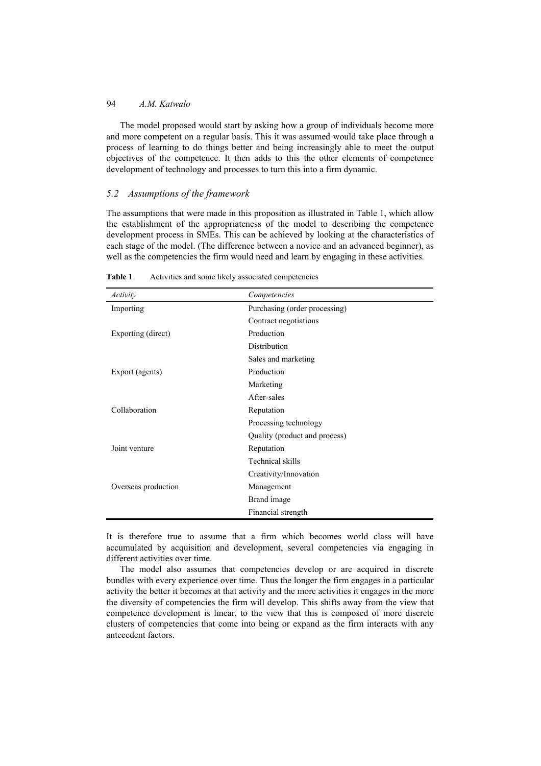The model proposed would start by asking how a group of individuals become more and more competent on a regular basis. This it was assumed would take place through a process of learning to do things better and being increasingly able to meet the output objectives of the competence. It then adds to this the other elements of competence development of technology and processes to turn this into a firm dynamic.

### *5.2 Assumptions of the framework*

The assumptions that were made in this proposition as illustrated in Table 1, which allow the establishment of the appropriateness of the model to describing the competence development process in SMEs. This can be achieved by looking at the characteristics of each stage of the model. (The difference between a novice and an advanced beginner), as well as the competencies the firm would need and learn by engaging in these activities.

**Table 1** Activities and some likely associated competencies

| *Activity* | *Competencies* |
|---|---|
| Importing | Purchasing (order processing) |
| | Contract negotiations |
| Exporting (direct) | Production |
| | Distribution |
| | Sales and marketing |
| Export (agents) | Production |
| | Marketing |
| | After-sales |
| Collaboration | Reputation |
| | Processing technology |
| | Quality (product and process) |
| Joint venture | Reputation |
| | Technical skills |
| | Creativity/Innovation |
| Overseas production | Management |
| | Brand image |
| | Financial strength |

It is therefore true to assume that a firm which becomes world class will have accumulated by acquisition and development, several competencies via engaging in different activities over time.

The model also assumes that competencies develop or are acquired in discrete bundles with every experience over time. Thus the longer the firm engages in a particular activity the better it becomes at that activity and the more activities it engages in the more the diversity of competencies the firm will develop. This shifts away from the view that competence development is linear, to the view that this is composed of more discrete clusters of competencies that come into being or expand as the firm interacts with any antecedent factors.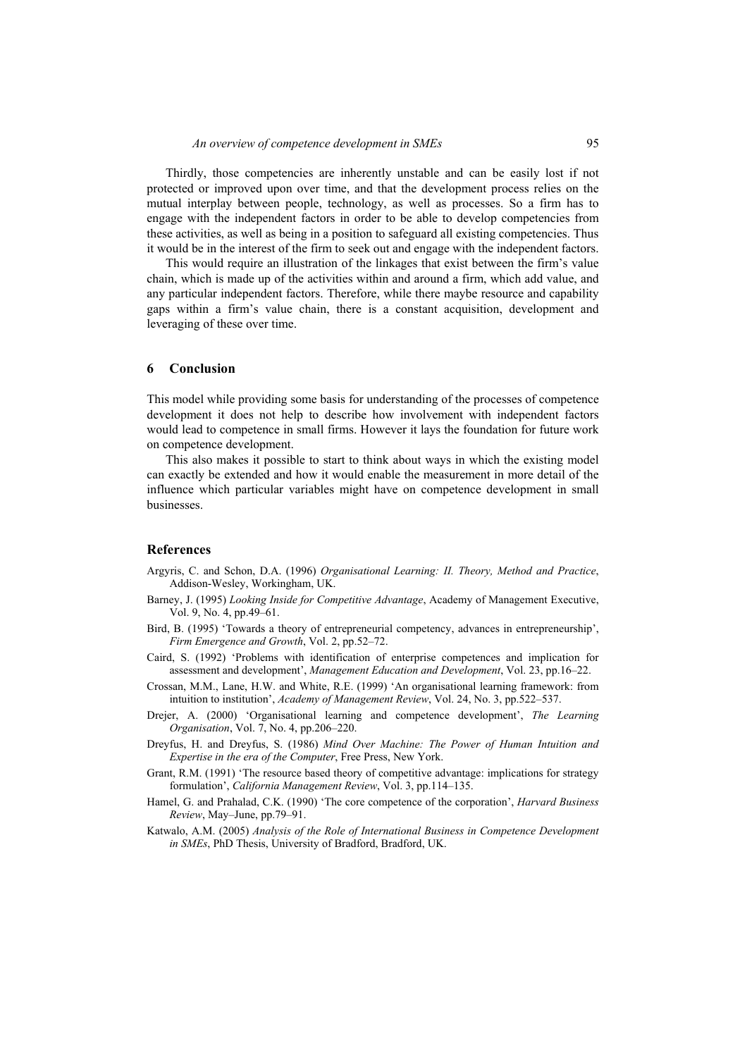Thirdly, those competencies are inherently unstable and can be easily lost if not protected or improved upon over time, and that the development process relies on the mutual interplay between people, technology, as well as processes. So a firm has to engage with the independent factors in order to be able to develop competencies from these activities, as well as being in a position to safeguard all existing competencies. Thus it would be in the interest of the firm to seek out and engage with the independent factors.

This would require an illustration of the linkages that exist between the firm's value chain, which is made up of the activities within and around a firm, which add value, and any particular independent factors. Therefore, while there maybe resource and capability gaps within a firm's value chain, there is a constant acquisition, development and leveraging of these over time.

## 6 Conclusion

This model while providing some basis for understanding of the processes of competence development it does not help to describe how involvement with independent factors would lead to competence in small firms. However it lays the foundation for future work on competence development.

This also makes it possible to start to think about ways in which the existing model can exactly be extended and how it would enable the measurement in more detail of the influence which particular variables might have on competence development in small businesses.

## References

Argyris, C. and Schon, D.A. (1996) *Organisational Learning: II. Theory, Method and Practice*, Addison-Wesley, Workingham, UK.

Barney, J. (1995) *Looking Inside for Competitive Advantage*, Academy of Management Executive, Vol. 9, No. 4, pp.49–61.

Bird, B. (1995) 'Towards a theory of entrepreneurial competency, advances in entrepreneurship', *Firm Emergence and Growth*, Vol. 2, pp.52–72.

Caird, S. (1992) 'Problems with identification of enterprise competences and implication for assessment and development', *Management Education and Development*, Vol. 23, pp.16–22.

Crossan, M.M., Lane, H.W. and White, R.E. (1999) 'An organisational learning framework: from intuition to institution', *Academy of Management Review*, Vol. 24, No. 3, pp.522–537.

Drejer, A. (2000) 'Organisational learning and competence development', *The Learning Organisation*, Vol. 7, No. 4, pp.206–220.

Dreyfus, H. and Dreyfus, S. (1986) *Mind Over Machine: The Power of Human Intuition and Expertise in the era of the Computer*, Free Press, New York.

Grant, R.M. (1991) 'The resource based theory of competitive advantage: implications for strategy formulation', *California Management Review*, Vol. 3, pp.114–135.

Hamel, G. and Prahalad, C.K. (1990) 'The core competence of the corporation', *Harvard Business Review*, May–June, pp.79–91.

Katwalo, A.M. (2005) *Analysis of the Role of International Business in Competence Development in SMEs*, PhD Thesis, University of Bradford, Bradford, UK.